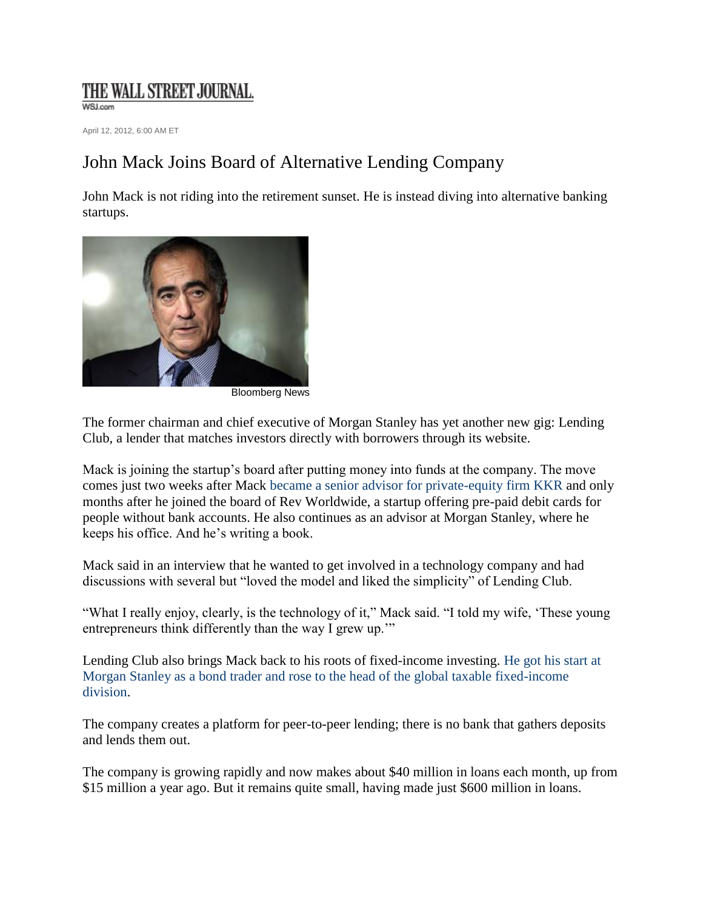THE WALL STREET JOURNAL.
WSJ.com

April 12, 2012, 6:00 AM ET

# John Mack Joins Board of Alternative Lending Company

John Mack is not riding into the retirement sunset. He is instead diving into alternative banking startups.

Bloomberg News

The former chairman and chief executive of Morgan Stanley has yet another new gig: Lending Club, a lender that matches investors directly with borrowers through its website.

Mack is joining the startup's board after putting money into funds at the company. The move comes just two weeks after Mack became a senior advisor for private-equity firm KKR and only months after he joined the board of Rev Worldwide, a startup offering pre-paid debit cards for people without bank accounts. He also continues as an advisor at Morgan Stanley, where he keeps his office. And he's writing a book.

Mack said in an interview that he wanted to get involved in a technology company and had discussions with several but "loved the model and liked the simplicity" of Lending Club.

"What I really enjoy, clearly, is the technology of it," Mack said. "I told my wife, 'These young entrepreneurs think differently than the way I grew up.'"

Lending Club also brings Mack back to his roots of fixed-income investing. He got his start at Morgan Stanley as a bond trader and rose to the head of the global taxable fixed-income division.

The company creates a platform for peer-to-peer lending; there is no bank that gathers deposits and lends them out.

The company is growing rapidly and now makes about $40 million in loans each month, up from $15 million a year ago. But it remains quite small, having made just $600 million in loans.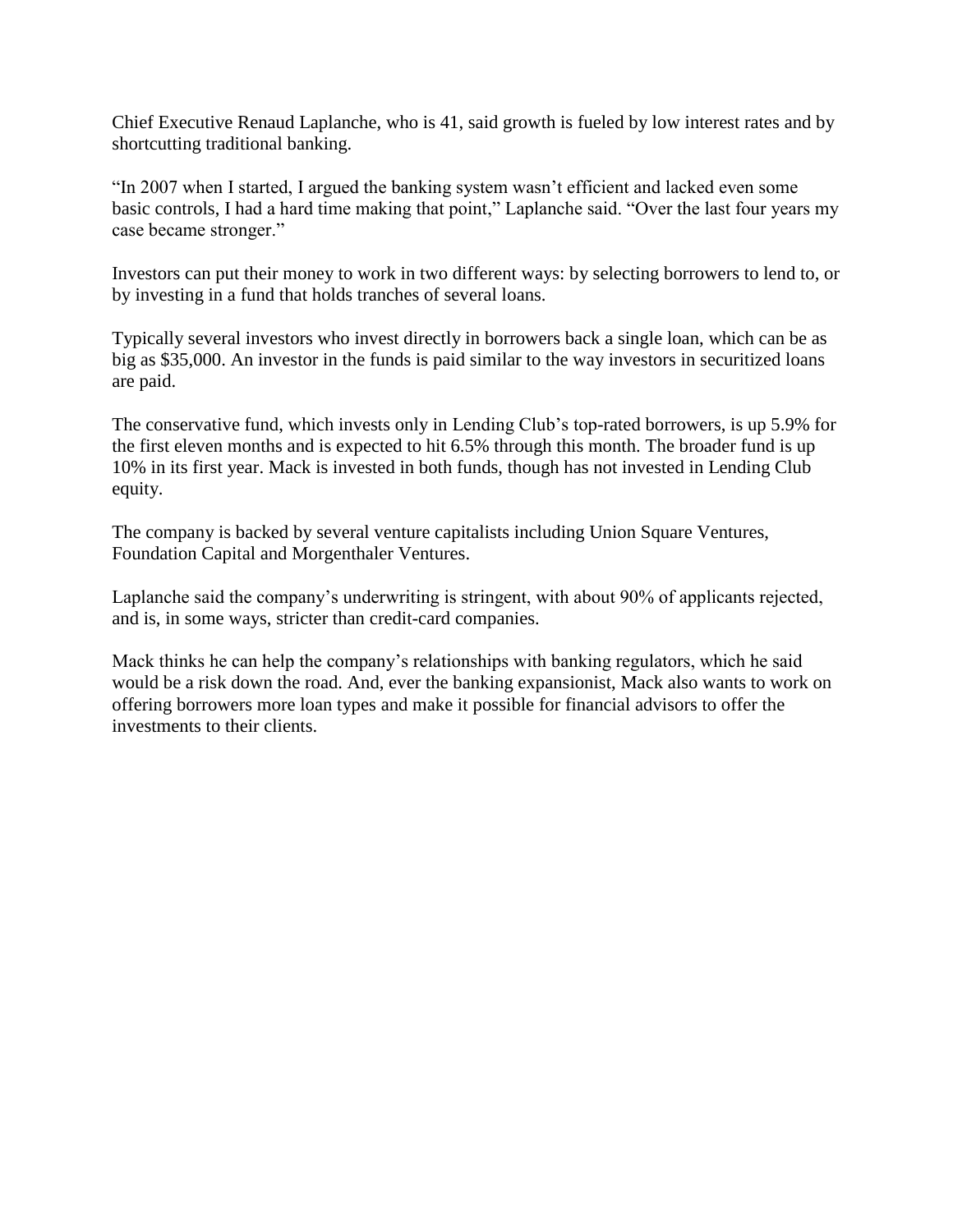Chief Executive Renaud Laplanche, who is 41, said growth is fueled by low interest rates and by shortcutting traditional banking.

"In 2007 when I started, I argued the banking system wasn't efficient and lacked even some basic controls, I had a hard time making that point," Laplanche said. "Over the last four years my case became stronger."

Investors can put their money to work in two different ways: by selecting borrowers to lend to, or by investing in a fund that holds tranches of several loans.

Typically several investors who invest directly in borrowers back a single loan, which can be as big as $35,000. An investor in the funds is paid similar to the way investors in securitized loans are paid.

The conservative fund, which invests only in Lending Club's top-rated borrowers, is up 5.9% for the first eleven months and is expected to hit 6.5% through this month. The broader fund is up 10% in its first year. Mack is invested in both funds, though has not invested in Lending Club equity.

The company is backed by several venture capitalists including Union Square Ventures, Foundation Capital and Morgenthaler Ventures.

Laplanche said the company's underwriting is stringent, with about 90% of applicants rejected, and is, in some ways, stricter than credit-card companies.

Mack thinks he can help the company's relationships with banking regulators, which he said would be a risk down the road. And, ever the banking expansionist, Mack also wants to work on offering borrowers more loan types and make it possible for financial advisors to offer the investments to their clients.